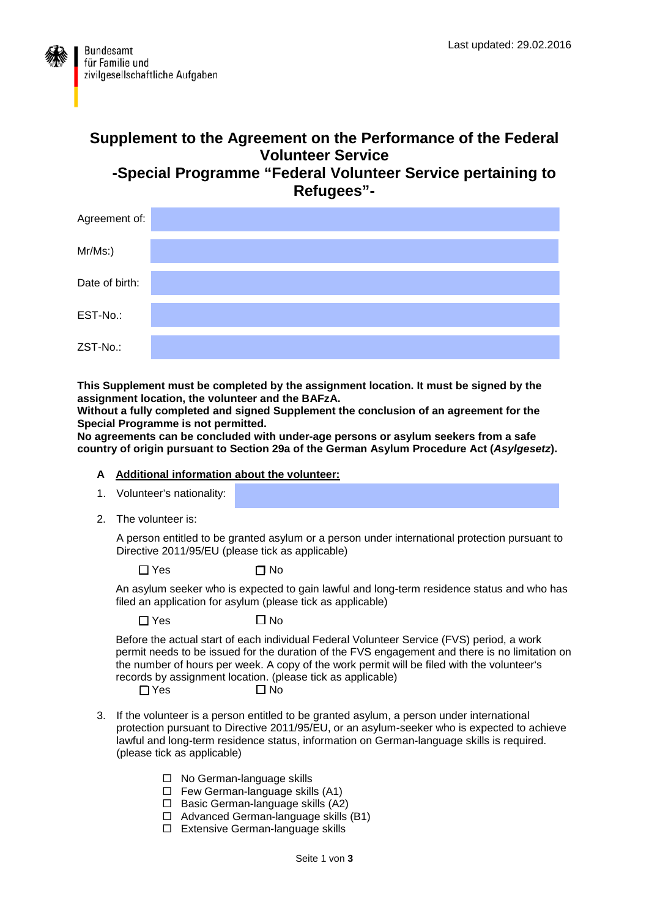Bundesamt
für Familie und
zivilgesellschaftliche Aufgaben

Last updated: 29.02.2016

# Supplement to the Agreement on the Performance of the Federal Volunteer Service -Special Programme "Federal Volunteer Service pertaining to Refugees"-

| | |
|---|---|
| Agreement of: | |
| Mr/Ms:) | |
| Date of birth: | |
| EST-No.: | |
| ZST-No.: | |

**This Supplement must be completed by the assignment location. It must be signed by the assignment location, the volunteer and the BAFzA.**
**Without a fully completed and signed Supplement the conclusion of an agreement for the Special Programme is not permitted.**
**No agreements can be concluded with under-age persons or asylum seekers from a safe country of origin pursuant to Section 29a of the German Asylum Procedure Act (*Asylgesetz*).**

**A Additional information about the volunteer:**

1. Volunteer's nationality:

2. The volunteer is:

   A person entitled to be granted asylum or a person under international protection pursuant to Directive 2011/95/EU (please tick as applicable)

   ☐ Yes ☐ No

   An asylum seeker who is expected to gain lawful and long-term residence status and who has filed an application for asylum (please tick as applicable)

   ☐ Yes ☐ No

   Before the actual start of each individual Federal Volunteer Service (FVS) period, a work permit needs to be issued for the duration of the FVS engagement and there is no limitation on the number of hours per week. A copy of the work permit will be filed with the volunteer's records by assignment location. (please tick as applicable)

   ☐ Yes ☐ No

3. If the volunteer is a person entitled to be granted asylum, a person under international protection pursuant to Directive 2011/95/EU, or an asylum-seeker who is expected to achieve lawful and long-term residence status, information on German-language skills is required. (please tick as applicable)

   - ☐ No German-language skills
   - ☐ Few German-language skills (A1)
   - ☐ Basic German-language skills (A2)
   - ☐ Advanced German-language skills (B1)
   - ☐ Extensive German-language skills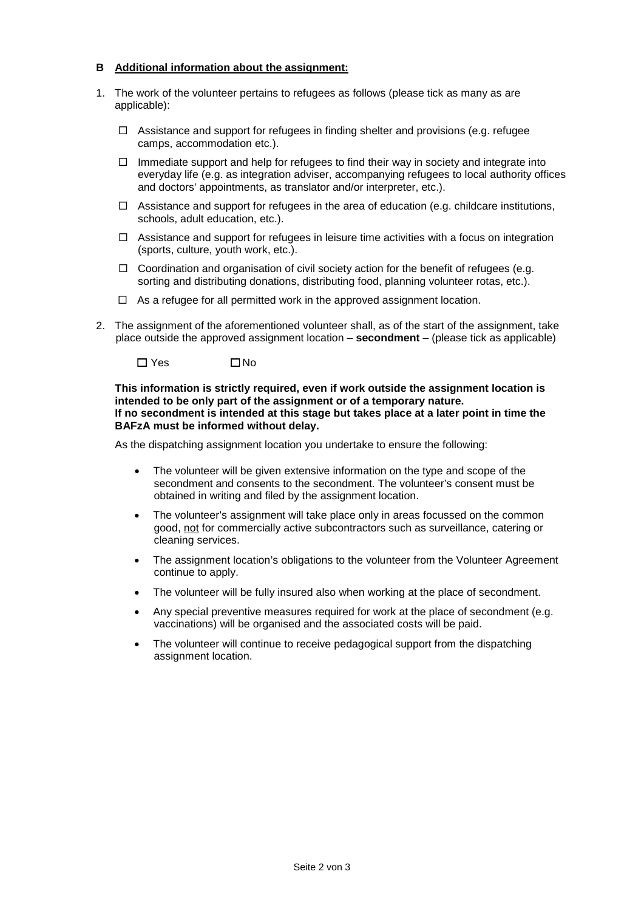**B Additional information about the assignment:**

1. The work of the volunteer pertains to refugees as follows (please tick as many as are applicable):

   - ☐ Assistance and support for refugees in finding shelter and provisions (e.g. refugee camps, accommodation etc.).
   - ☐ Immediate support and help for refugees to find their way in society and integrate into everyday life (e.g. as integration adviser, accompanying refugees to local authority offices and doctors' appointments, as translator and/or interpreter, etc.).
   - ☐ Assistance and support for refugees in the area of education (e.g. childcare institutions, schools, adult education, etc.).
   - ☐ Assistance and support for refugees in leisure time activities with a focus on integration (sports, culture, youth work, etc.).
   - ☐ Coordination and organisation of civil society action for the benefit of refugees (e.g. sorting and distributing donations, distributing food, planning volunteer rotas, etc.).
   - ☐ As a refugee for all permitted work in the approved assignment location.

2. The assignment of the aforementioned volunteer shall, as of the start of the assignment, take place outside the approved assignment location – **secondment** – (please tick as applicable)

   ☐ Yes ☐ No

   **This information is strictly required, even if work outside the assignment location is intended to be only part of the assignment or of a temporary nature. If no secondment is intended at this stage but takes place at a later point in time the BAFzA must be informed without delay.**

   As the dispatching assignment location you undertake to ensure the following:

   - The volunteer will be given extensive information on the type and scope of the secondment and consents to the secondment. The volunteer's consent must be obtained in writing and filed by the assignment location.
   - The volunteer's assignment will take place only in areas focussed on the common good, not for commercially active subcontractors such as surveillance, catering or cleaning services.
   - The assignment location's obligations to the volunteer from the Volunteer Agreement continue to apply.
   - The volunteer will be fully insured also when working at the place of secondment.
   - Any special preventive measures required for work at the place of secondment (e.g. vaccinations) will be organised and the associated costs will be paid.
   - The volunteer will continue to receive pedagogical support from the dispatching assignment location.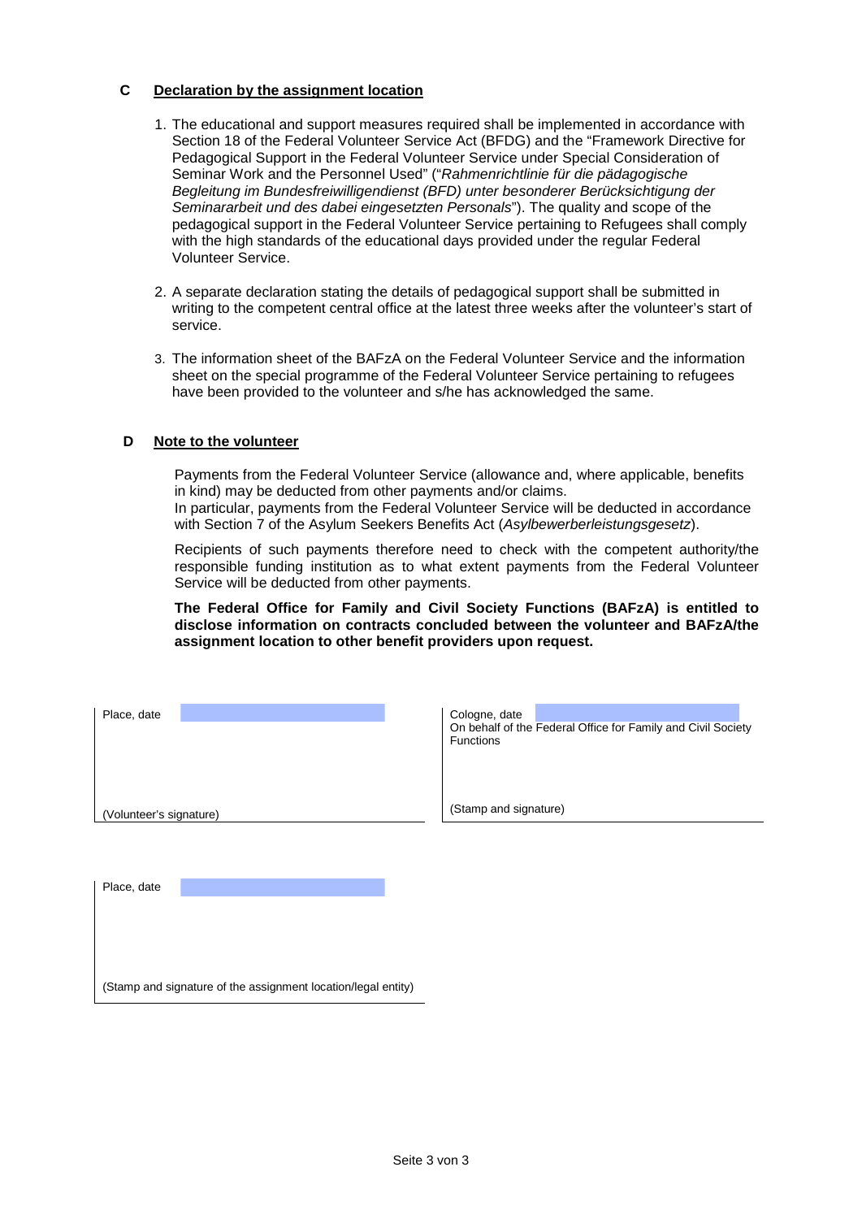## C Declaration by the assignment location

1. The educational and support measures required shall be implemented in accordance with Section 18 of the Federal Volunteer Service Act (BFDG) and the "Framework Directive for Pedagogical Support in the Federal Volunteer Service under Special Consideration of Seminar Work and the Personnel Used" ("*Rahmenrichtlinie für die pädagogische Begleitung im Bundesfreiwilligendienst (BFD) unter besonderer Berücksichtigung der Seminararbeit und des dabei eingesetzten Personals*"). The quality and scope of the pedagogical support in the Federal Volunteer Service pertaining to Refugees shall comply with the high standards of the educational days provided under the regular Federal Volunteer Service.

2. A separate declaration stating the details of pedagogical support shall be submitted in writing to the competent central office at the latest three weeks after the volunteer's start of service.

3. The information sheet of the BAFzA on the Federal Volunteer Service and the information sheet on the special programme of the Federal Volunteer Service pertaining to refugees have been provided to the volunteer and s/he has acknowledged the same.

## D Note to the volunteer

Payments from the Federal Volunteer Service (allowance and, where applicable, benefits in kind) may be deducted from other payments and/or claims.
In particular, payments from the Federal Volunteer Service will be deducted in accordance with Section 7 of the Asylum Seekers Benefits Act (*Asylbewerberleistungsgesetz*).

Recipients of such payments therefore need to check with the competent authority/the responsible funding institution as to what extent payments from the Federal Volunteer Service will be deducted from other payments.

**The Federal Office for Family and Civil Society Functions (BAFzA) is entitled to disclose information on contracts concluded between the volunteer and BAFzA/the assignment location to other benefit providers upon request.**

Place, date

(Volunteer's signature)

Cologne, date
On behalf of the Federal Office for Family and Civil Society Functions

(Stamp and signature)

Place, date

(Stamp and signature of the assignment location/legal entity)